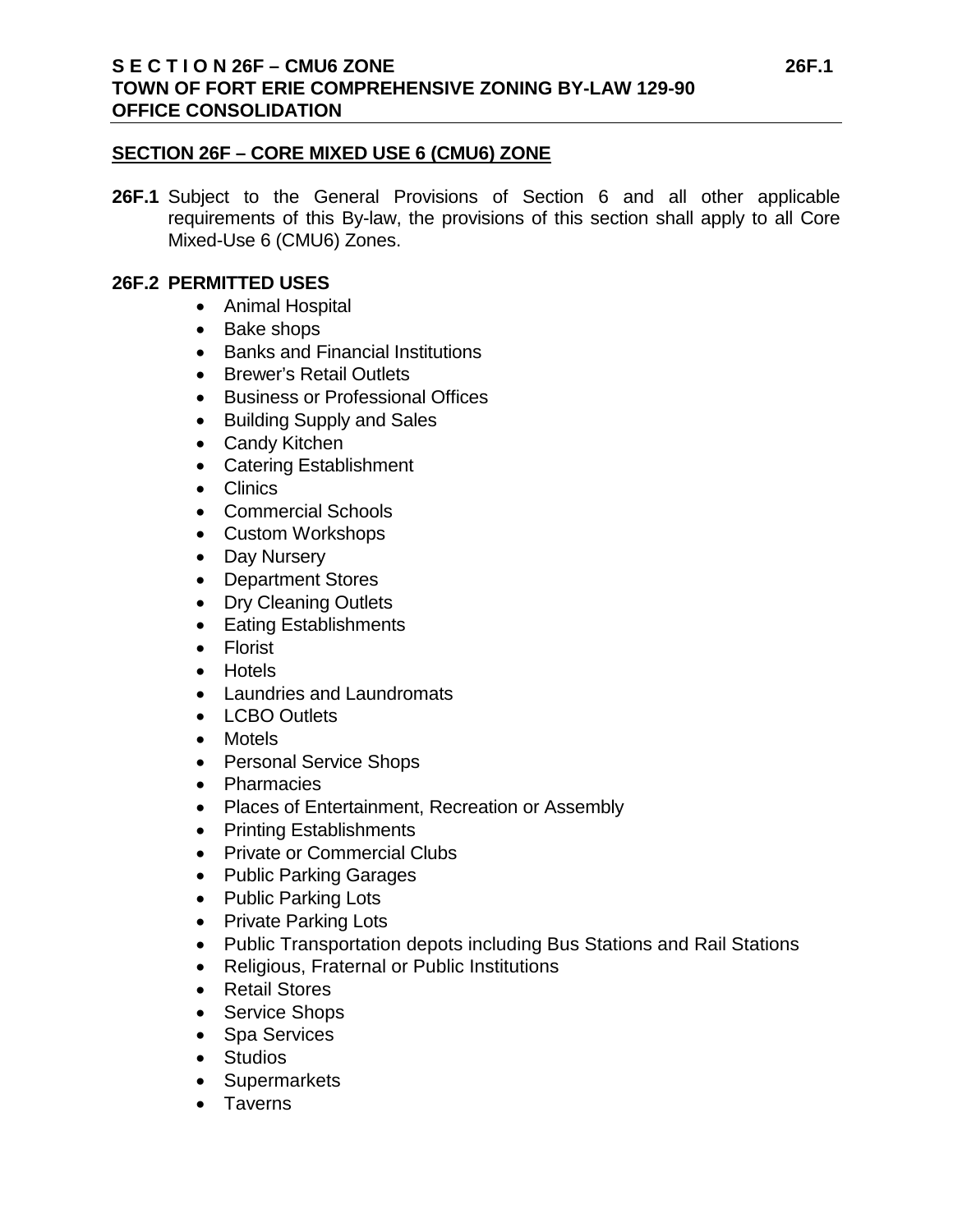## SECTION 26F – CORE MIXED USE 6 (CMU6) ZONE

**26F.1** Subject to the General Provisions of Section 6 and all other applicable requirements of this By-law, the provisions of this section shall apply to all Core Mixed-Use 6 (CMU6) Zones.

### 26F.2 PERMITTED USES

- Animal Hospital
- Bake shops
- Banks and Financial Institutions
- Brewer's Retail Outlets
- Business or Professional Offices
- Building Supply and Sales
- Candy Kitchen
- Catering Establishment
- Clinics
- Commercial Schools
- Custom Workshops
- Day Nursery
- Department Stores
- Dry Cleaning Outlets
- Eating Establishments
- Florist
- Hotels
- Laundries and Laundromats
- LCBO Outlets
- Motels
- Personal Service Shops
- Pharmacies
- Places of Entertainment, Recreation or Assembly
- Printing Establishments
- Private or Commercial Clubs
- Public Parking Garages
- Public Parking Lots
- Private Parking Lots
- Public Transportation depots including Bus Stations and Rail Stations
- Religious, Fraternal or Public Institutions
- Retail Stores
- Service Shops
- Spa Services
- Studios
- Supermarkets
- Taverns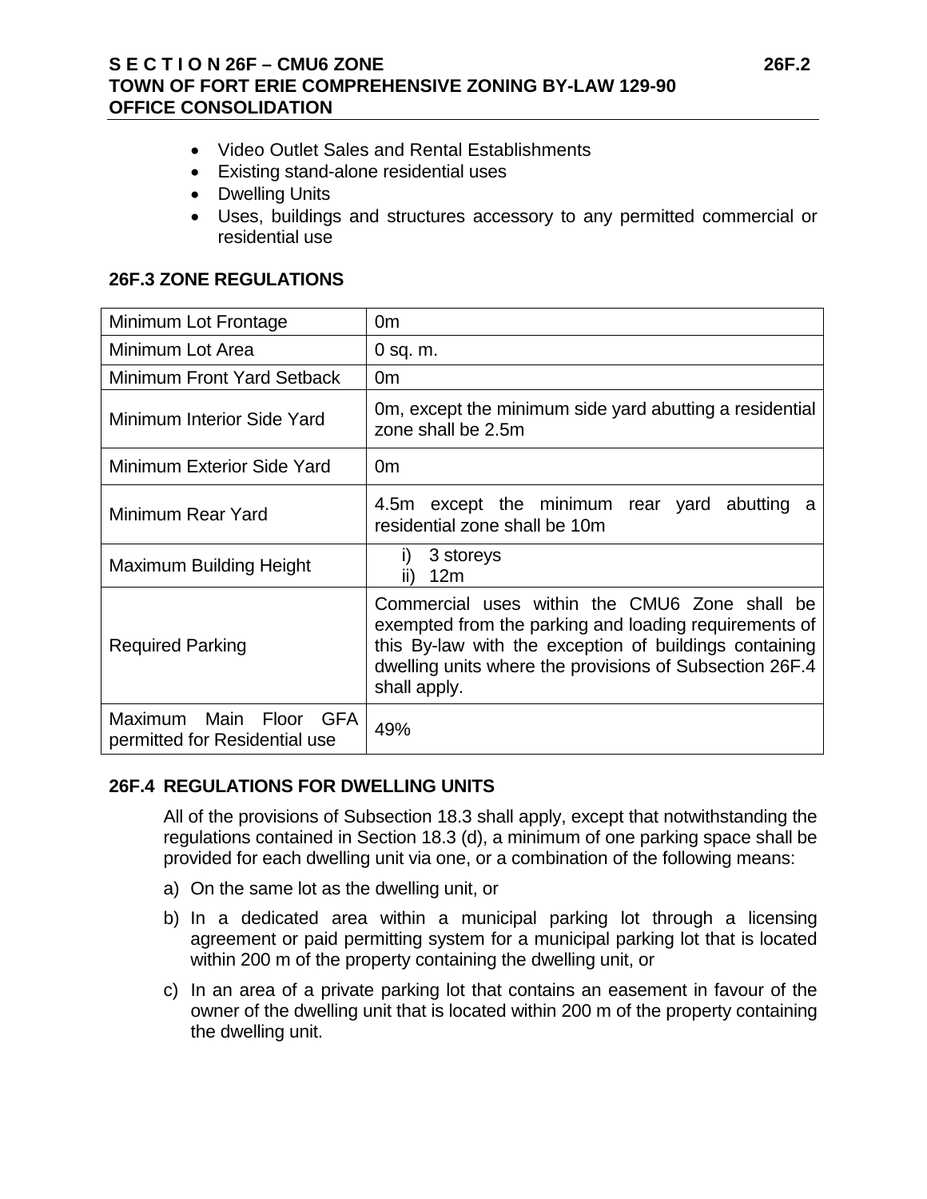- Video Outlet Sales and Rental Establishments
- Existing stand-alone residential uses
- Dwelling Units
- Uses, buildings and structures accessory to any permitted commercial or residential use

## 26F.3 ZONE REGULATIONS

| | |
|---|---|
| Minimum Lot Frontage | 0m |
| Minimum Lot Area | 0 sq. m. |
| Minimum Front Yard Setback | 0m |
| Minimum Interior Side Yard | 0m, except the minimum side yard abutting a residential zone shall be 2.5m |
| Minimum Exterior Side Yard | 0m |
| Minimum Rear Yard | 4.5m except the minimum rear yard abutting a residential zone shall be 10m |
| Maximum Building Height | i) 3 storeys<br>ii) 12m |
| Required Parking | Commercial uses within the CMU6 Zone shall be exempted from the parking and loading requirements of this By-law with the exception of buildings containing dwelling units where the provisions of Subsection 26F.4 shall apply. |
| Maximum Main Floor GFA permitted for Residential use | 49% |

## 26F.4 REGULATIONS FOR DWELLING UNITS

All of the provisions of Subsection 18.3 shall apply, except that notwithstanding the regulations contained in Section 18.3 (d), a minimum of one parking space shall be provided for each dwelling unit via one, or a combination of the following means:

a) On the same lot as the dwelling unit, or

b) In a dedicated area within a municipal parking lot through a licensing agreement or paid permitting system for a municipal parking lot that is located within 200 m of the property containing the dwelling unit, or

c) In an area of a private parking lot that contains an easement in favour of the owner of the dwelling unit that is located within 200 m of the property containing the dwelling unit.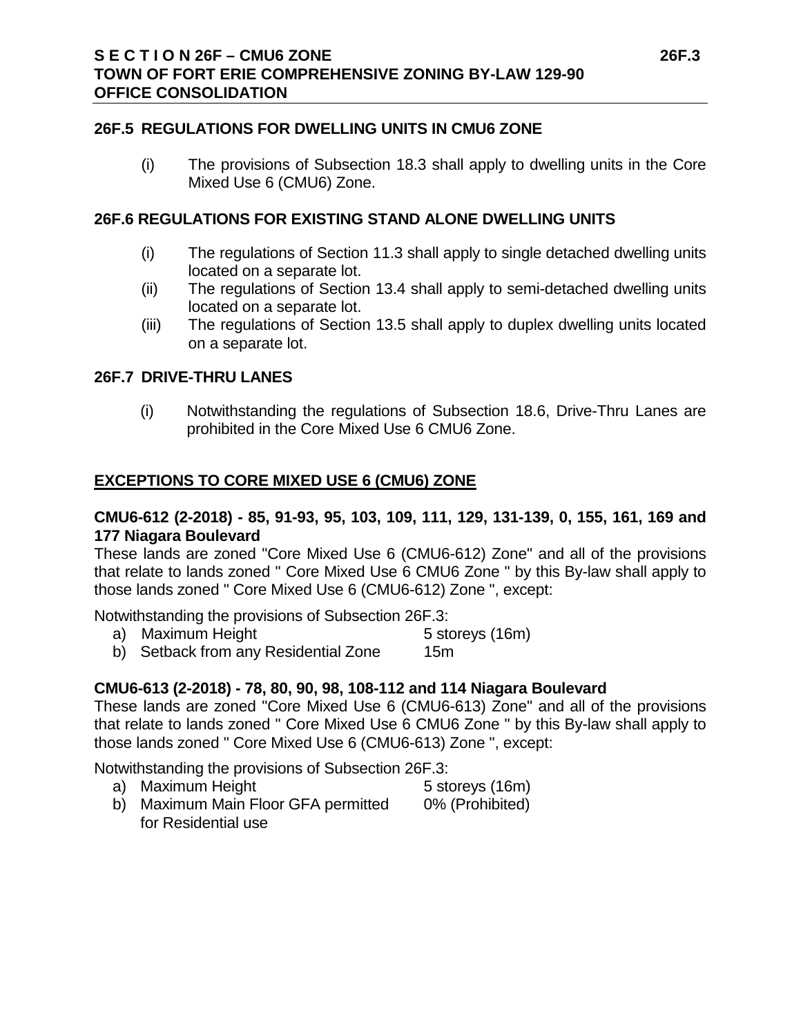## 26F.5 REGULATIONS FOR DWELLING UNITS IN CMU6 ZONE

(i) The provisions of Subsection 18.3 shall apply to dwelling units in the Core Mixed Use 6 (CMU6) Zone.

## 26F.6 REGULATIONS FOR EXISTING STAND ALONE DWELLING UNITS

(i) The regulations of Section 11.3 shall apply to single detached dwelling units located on a separate lot.

(ii) The regulations of Section 13.4 shall apply to semi-detached dwelling units located on a separate lot.

(iii) The regulations of Section 13.5 shall apply to duplex dwelling units located on a separate lot.

## 26F.7 DRIVE-THRU LANES

(i) Notwithstanding the regulations of Subsection 18.6, Drive-Thru Lanes are prohibited in the Core Mixed Use 6 CMU6 Zone.

## EXCEPTIONS TO CORE MIXED USE 6 (CMU6) ZONE

### CMU6-612 (2-2018) - 85, 91-93, 95, 103, 109, 111, 129, 131-139, 0, 155, 161, 169 and 177 Niagara Boulevard

These lands are zoned "Core Mixed Use 6 (CMU6-612) Zone" and all of the provisions that relate to lands zoned " Core Mixed Use 6 CMU6 Zone " by this By-law shall apply to those lands zoned " Core Mixed Use 6 (CMU6-612) Zone ", except:

Notwithstanding the provisions of Subsection 26F.3:

a) Maximum Height 5 storeys (16m)

b) Setback from any Residential Zone 15m

### CMU6-613 (2-2018) - 78, 80, 90, 98, 108-112 and 114 Niagara Boulevard

These lands are zoned "Core Mixed Use 6 (CMU6-613) Zone" and all of the provisions that relate to lands zoned " Core Mixed Use 6 CMU6 Zone " by this By-law shall apply to those lands zoned " Core Mixed Use 6 (CMU6-613) Zone ", except:

Notwithstanding the provisions of Subsection 26F.3:

a) Maximum Height 5 storeys (16m)

b) Maximum Main Floor GFA permitted for Residential use 0% (Prohibited)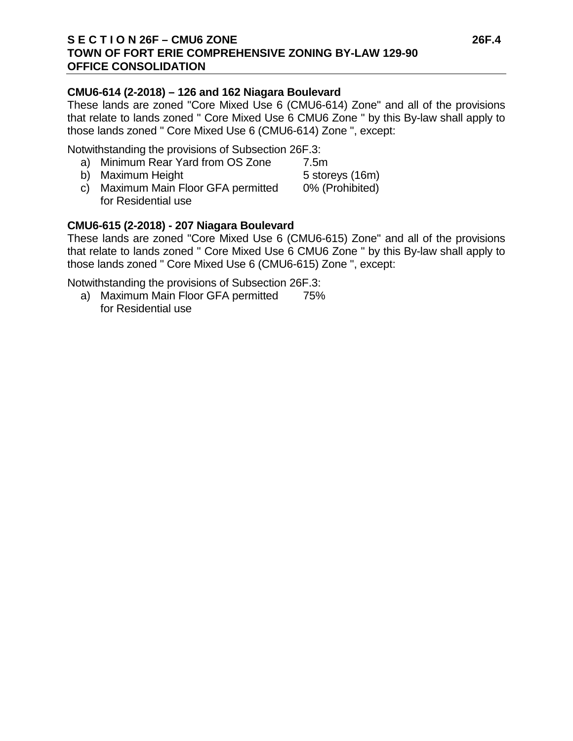**CMU6-614 (2-2018) – 126 and 162 Niagara Boulevard**

These lands are zoned "Core Mixed Use 6 (CMU6-614) Zone" and all of the provisions that relate to lands zoned " Core Mixed Use 6 CMU6 Zone " by this By-law shall apply to those lands zoned " Core Mixed Use 6 (CMU6-614) Zone ", except:

Notwithstanding the provisions of Subsection 26F.3:

a) Minimum Rear Yard from OS Zone 7.5m
b) Maximum Height 5 storeys (16m)
c) Maximum Main Floor GFA permitted for Residential use 0% (Prohibited)

**CMU6-615 (2-2018) - 207 Niagara Boulevard**

These lands are zoned "Core Mixed Use 6 (CMU6-615) Zone" and all of the provisions that relate to lands zoned " Core Mixed Use 6 CMU6 Zone " by this By-law shall apply to those lands zoned " Core Mixed Use 6 (CMU6-615) Zone ", except:

Notwithstanding the provisions of Subsection 26F.3:

a) Maximum Main Floor GFA permitted for Residential use 75%